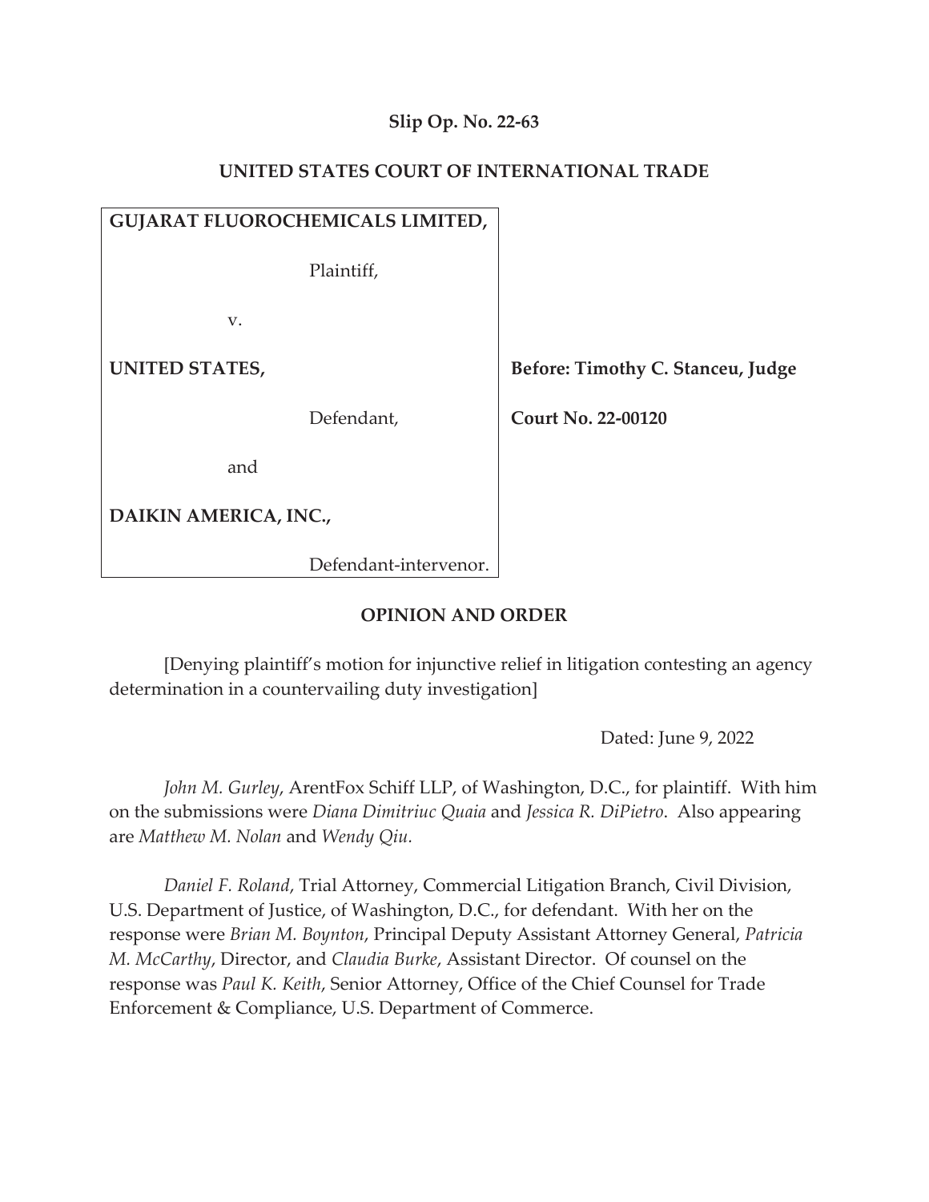**Slip Op. No. 22-63**

**UNITED STATES COURT OF INTERNATIONAL TRADE**

**GUJARAT FLUOROCHEMICALS LIMITED,**

Plaintiff,

v.

**UNITED STATES,**

Defendant,

and

**DAIKIN AMERICA, INC.,**

Defendant-intervenor.

**Before: Timothy C. Stanceu, Judge**

**Court No. 22-00120**

**OPINION AND ORDER**

[Denying plaintiff's motion for injunctive relief in litigation contesting an agency determination in a countervailing duty investigation]

Dated: June 9, 2022

*John M. Gurley*, ArentFox Schiff LLP, of Washington, D.C., for plaintiff. With him on the submissions were *Diana Dimitriuc Quaia* and *Jessica R. DiPietro*. Also appearing are *Matthew M. Nolan* and *Wendy Qiu.*

*Daniel F. Roland*, Trial Attorney, Commercial Litigation Branch, Civil Division, U.S. Department of Justice, of Washington, D.C., for defendant. With her on the response were *Brian M. Boynton*, Principal Deputy Assistant Attorney General, *Patricia M. McCarthy*, Director, and *Claudia Burke*, Assistant Director. Of counsel on the response was *Paul K. Keith*, Senior Attorney, Office of the Chief Counsel for Trade Enforcement & Compliance, U.S. Department of Commerce.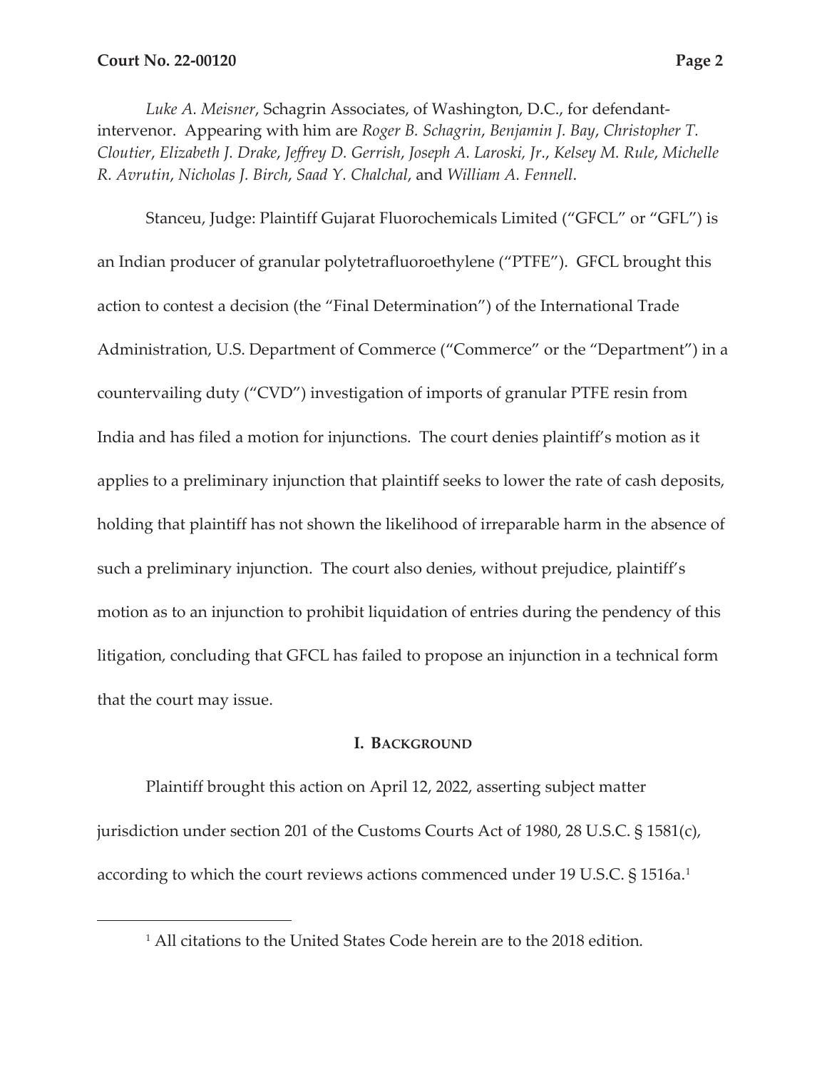*Luke A. Meisner*, Schagrin Associates, of Washington, D.C., for defendant-intervenor. Appearing with him are *Roger B. Schagrin*, *Benjamin J. Bay*, *Christopher T. Cloutier*, *Elizabeth J. Drake*, *Jeffrey D. Gerrish*, *Joseph A. Laroski, Jr.*, *Kelsey M. Rule*, *Michelle R. Avrutin*, *Nicholas J. Birch*, *Saad Y. Chalchal*, and *William A. Fennell*.

Stanceu, Judge: Plaintiff Gujarat Fluorochemicals Limited ("GFCL" or "GFL") is an Indian producer of granular polytetrafluoroethylene ("PTFE"). GFCL brought this action to contest a decision (the "Final Determination") of the International Trade Administration, U.S. Department of Commerce ("Commerce" or the "Department") in a countervailing duty ("CVD") investigation of imports of granular PTFE resin from India and has filed a motion for injunctions. The court denies plaintiff's motion as it applies to a preliminary injunction that plaintiff seeks to lower the rate of cash deposits, holding that plaintiff has not shown the likelihood of irreparable harm in the absence of such a preliminary injunction. The court also denies, without prejudice, plaintiff's motion as to an injunction to prohibit liquidation of entries during the pendency of this litigation, concluding that GFCL has failed to propose an injunction in a technical form that the court may issue.

## I. Background

Plaintiff brought this action on April 12, 2022, asserting subject matter jurisdiction under section 201 of the Customs Courts Act of 1980, 28 U.S.C. § 1581(c), according to which the court reviews actions commenced under 19 U.S.C. § 1516a.[1]

[1] All citations to the United States Code herein are to the 2018 edition.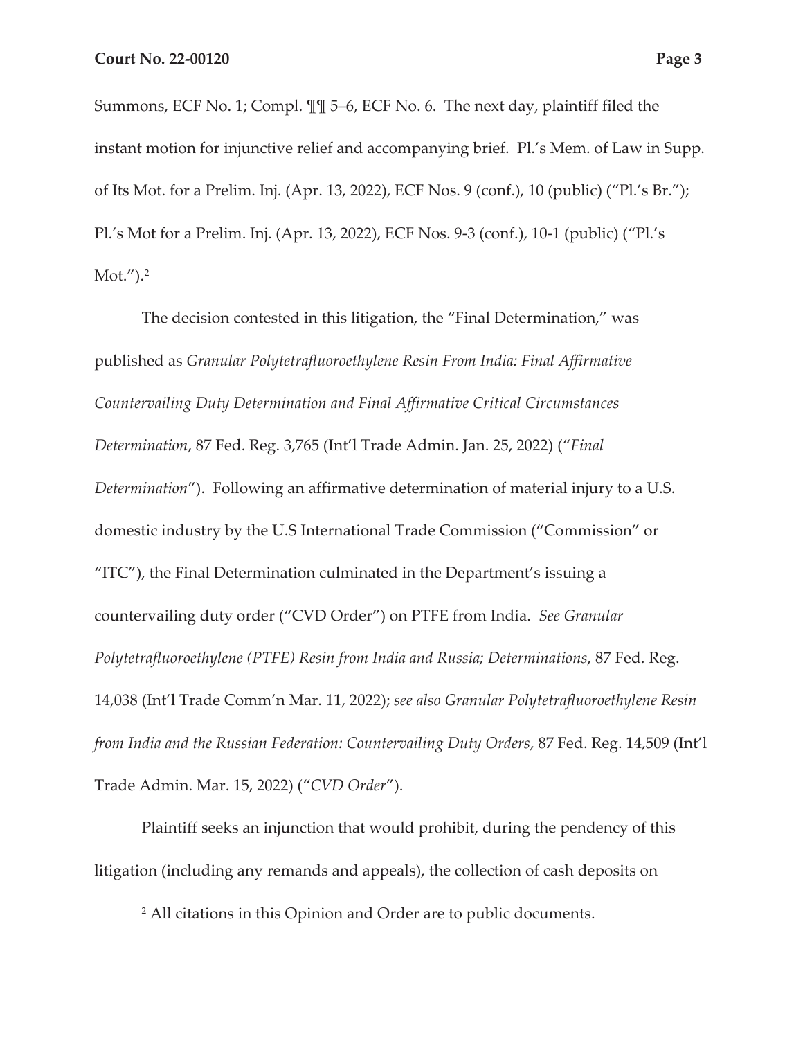Summons, ECF No. 1; Compl. ¶¶ 5–6, ECF No. 6. The next day, plaintiff filed the instant motion for injunctive relief and accompanying brief. Pl.'s Mem. of Law in Supp. of Its Mot. for a Prelim. Inj. (Apr. 13, 2022), ECF Nos. 9 (conf.), 10 (public) ("Pl.'s Br."); Pl.'s Mot for a Prelim. Inj. (Apr. 13, 2022), ECF Nos. 9-3 (conf.), 10-1 (public) ("Pl.'s Mot.").[2]

The decision contested in this litigation, the "Final Determination," was published as *Granular Polytetrafluoroethylene Resin From India: Final Affirmative Countervailing Duty Determination and Final Affirmative Critical Circumstances Determination*, 87 Fed. Reg. 3,765 (Int'l Trade Admin. Jan. 25, 2022) ("*Final Determination*"). Following an affirmative determination of material injury to a U.S. domestic industry by the U.S International Trade Commission ("Commission" or "ITC"), the Final Determination culminated in the Department's issuing a countervailing duty order ("CVD Order") on PTFE from India. *See Granular Polytetrafluoroethylene (PTFE) Resin from India and Russia; Determinations*, 87 Fed. Reg. 14,038 (Int'l Trade Comm'n Mar. 11, 2022); *see also Granular Polytetrafluoroethylene Resin from India and the Russian Federation: Countervailing Duty Orders*, 87 Fed. Reg. 14,509 (Int'l Trade Admin. Mar. 15, 2022) ("*CVD Order*").

Plaintiff seeks an injunction that would prohibit, during the pendency of this litigation (including any remands and appeals), the collection of cash deposits on

[2] All citations in this Opinion and Order are to public documents.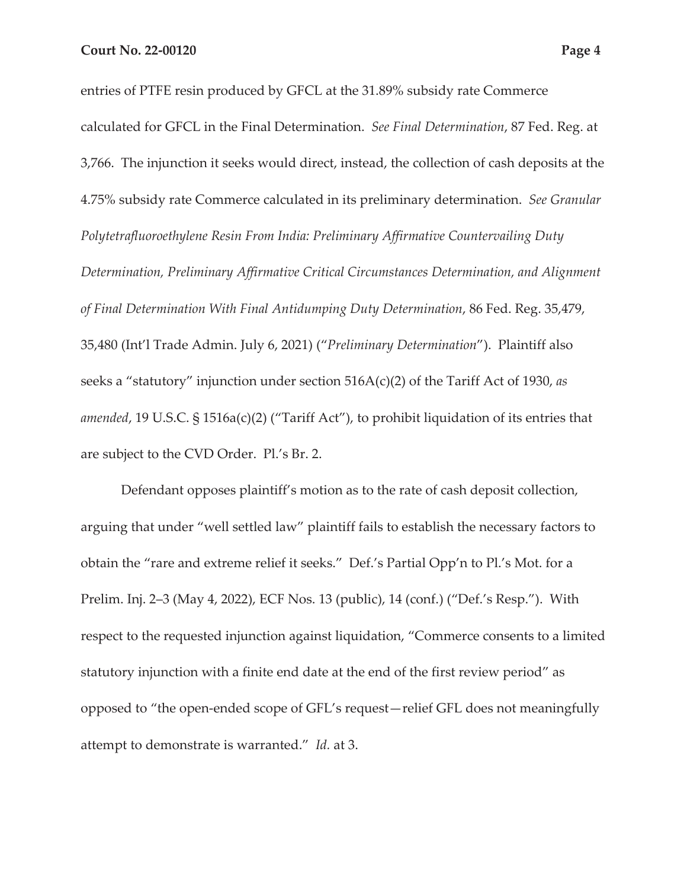entries of PTFE resin produced by GFCL at the 31.89% subsidy rate Commerce calculated for GFCL in the Final Determination. *See Final Determination*, 87 Fed. Reg. at 3,766. The injunction it seeks would direct, instead, the collection of cash deposits at the 4.75% subsidy rate Commerce calculated in its preliminary determination. *See Granular Polytetrafluoroethylene Resin From India: Preliminary Affirmative Countervailing Duty Determination, Preliminary Affirmative Critical Circumstances Determination, and Alignment of Final Determination With Final Antidumping Duty Determination*, 86 Fed. Reg. 35,479, 35,480 (Int'l Trade Admin. July 6, 2021) ("*Preliminary Determination*"). Plaintiff also seeks a "statutory" injunction under section 516A(c)(2) of the Tariff Act of 1930, *as amended*, 19 U.S.C. § 1516a(c)(2) ("Tariff Act"), to prohibit liquidation of its entries that are subject to the CVD Order. Pl.'s Br. 2.

Defendant opposes plaintiff's motion as to the rate of cash deposit collection, arguing that under "well settled law" plaintiff fails to establish the necessary factors to obtain the "rare and extreme relief it seeks." Def.'s Partial Opp'n to Pl.'s Mot. for a Prelim. Inj. 2–3 (May 4, 2022), ECF Nos. 13 (public), 14 (conf.) ("Def.'s Resp."). With respect to the requested injunction against liquidation, "Commerce consents to a limited statutory injunction with a finite end date at the end of the first review period" as opposed to "the open-ended scope of GFL's request—relief GFL does not meaningfully attempt to demonstrate is warranted." *Id.* at 3.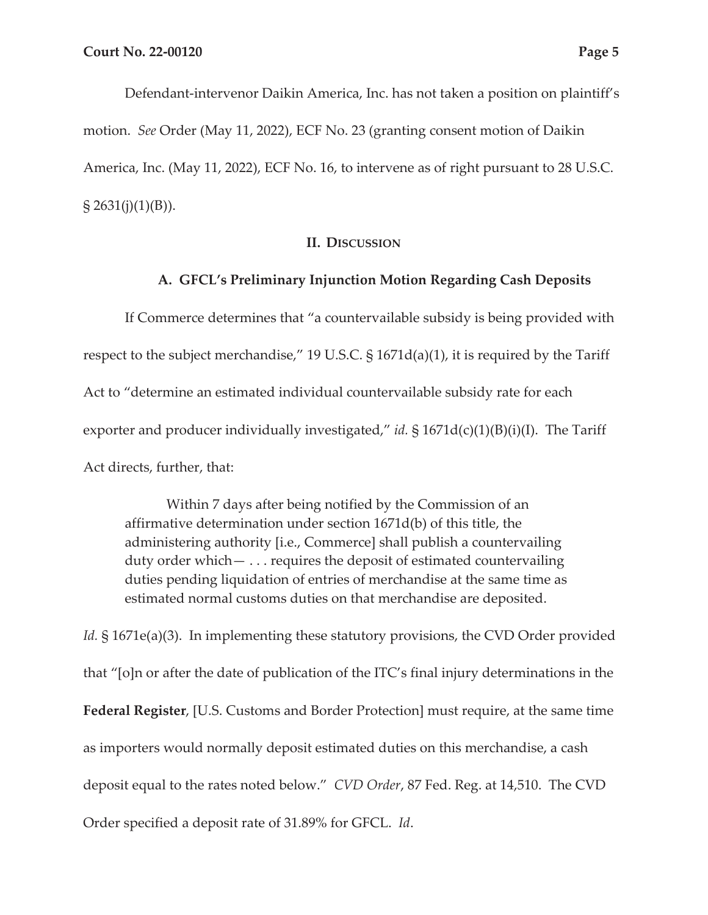Defendant-intervenor Daikin America, Inc. has not taken a position on plaintiff's motion. *See* Order (May 11, 2022), ECF No. 23 (granting consent motion of Daikin America, Inc. (May 11, 2022), ECF No. 16, to intervene as of right pursuant to 28 U.S.C. § 2631(j)(1)(B)).

## II. Discussion

### A. GFCL's Preliminary Injunction Motion Regarding Cash Deposits

If Commerce determines that "a countervailable subsidy is being provided with respect to the subject merchandise," 19 U.S.C. § 1671d(a)(1), it is required by the Tariff Act to "determine an estimated individual countervailable subsidy rate for each exporter and producer individually investigated," *id.* § 1671d(c)(1)(B)(i)(I). The Tariff Act directs, further, that:

> Within 7 days after being notified by the Commission of an affirmative determination under section 1671d(b) of this title, the administering authority [i.e., Commerce] shall publish a countervailing duty order which— . . . requires the deposit of estimated countervailing duties pending liquidation of entries of merchandise at the same time as estimated normal customs duties on that merchandise are deposited.

*Id.* § 1671e(a)(3). In implementing these statutory provisions, the CVD Order provided that "[o]n or after the date of publication of the ITC's final injury determinations in the **Federal Register**, [U.S. Customs and Border Protection] must require, at the same time as importers would normally deposit estimated duties on this merchandise, a cash deposit equal to the rates noted below." *CVD Order*, 87 Fed. Reg. at 14,510. The CVD Order specified a deposit rate of 31.89% for GFCL. *Id*.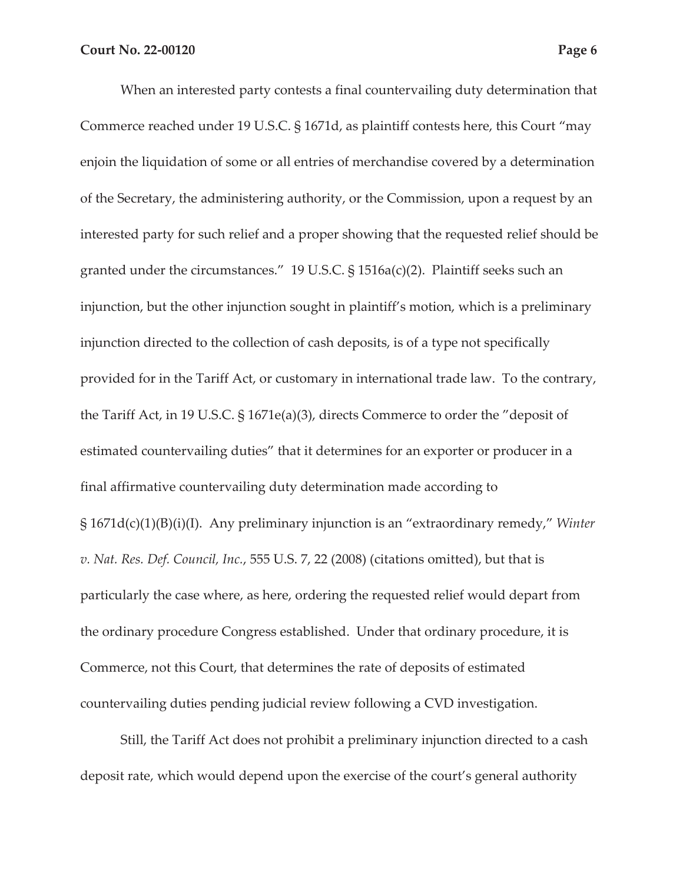When an interested party contests a final countervailing duty determination that Commerce reached under 19 U.S.C. § 1671d, as plaintiff contests here, this Court "may enjoin the liquidation of some or all entries of merchandise covered by a determination of the Secretary, the administering authority, or the Commission, upon a request by an interested party for such relief and a proper showing that the requested relief should be granted under the circumstances." 19 U.S.C. § 1516a(c)(2). Plaintiff seeks such an injunction, but the other injunction sought in plaintiff's motion, which is a preliminary injunction directed to the collection of cash deposits, is of a type not specifically provided for in the Tariff Act, or customary in international trade law. To the contrary, the Tariff Act, in 19 U.S.C. § 1671e(a)(3), directs Commerce to order the "deposit of estimated countervailing duties" that it determines for an exporter or producer in a final affirmative countervailing duty determination made according to § 1671d(c)(1)(B)(i)(I). Any preliminary injunction is an "extraordinary remedy," *Winter v. Nat. Res. Def. Council, Inc.*, 555 U.S. 7, 22 (2008) (citations omitted), but that is particularly the case where, as here, ordering the requested relief would depart from the ordinary procedure Congress established. Under that ordinary procedure, it is Commerce, not this Court, that determines the rate of deposits of estimated countervailing duties pending judicial review following a CVD investigation.

Still, the Tariff Act does not prohibit a preliminary injunction directed to a cash deposit rate, which would depend upon the exercise of the court's general authority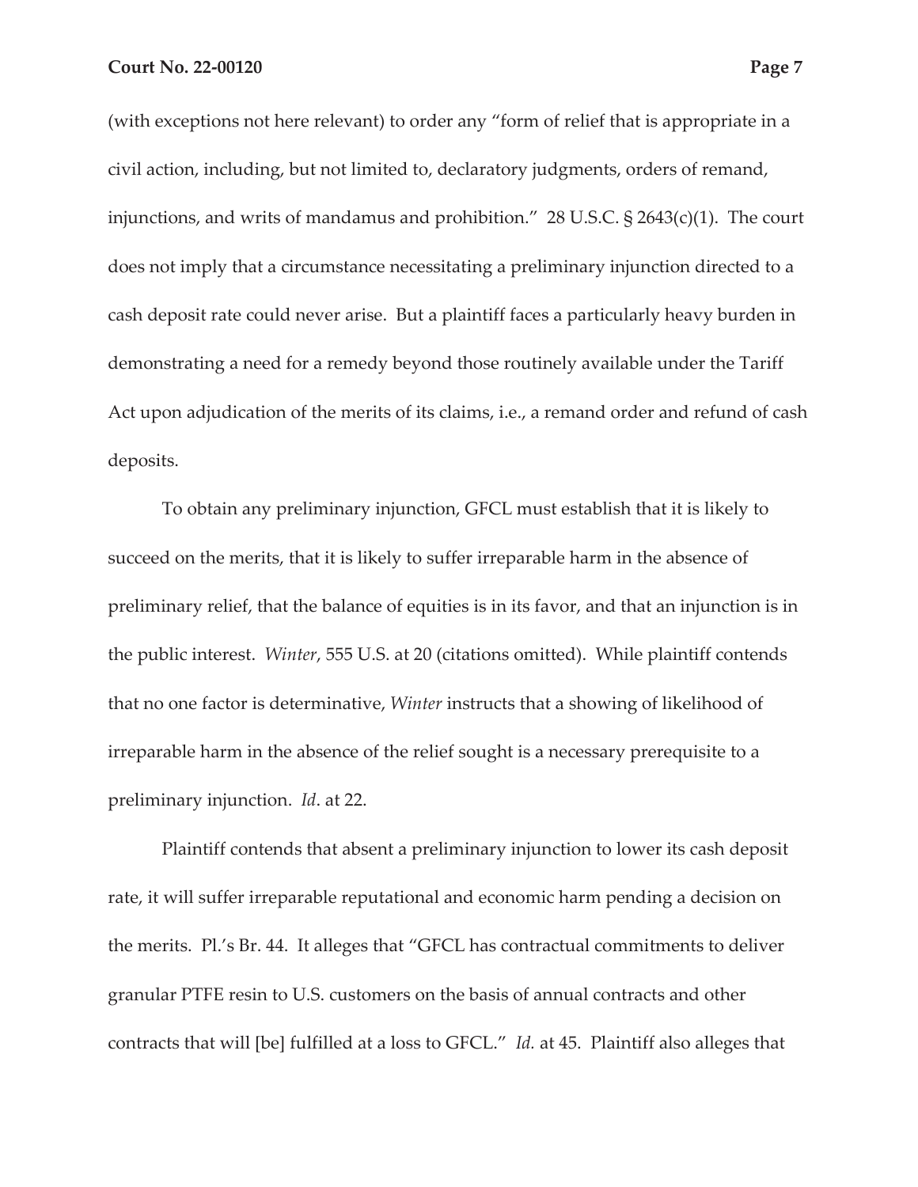(with exceptions not here relevant) to order any "form of relief that is appropriate in a civil action, including, but not limited to, declaratory judgments, orders of remand, injunctions, and writs of mandamus and prohibition." 28 U.S.C. § 2643(c)(1). The court does not imply that a circumstance necessitating a preliminary injunction directed to a cash deposit rate could never arise. But a plaintiff faces a particularly heavy burden in demonstrating a need for a remedy beyond those routinely available under the Tariff Act upon adjudication of the merits of its claims, i.e., a remand order and refund of cash deposits.

To obtain any preliminary injunction, GFCL must establish that it is likely to succeed on the merits, that it is likely to suffer irreparable harm in the absence of preliminary relief, that the balance of equities is in its favor, and that an injunction is in the public interest. *Winter*, 555 U.S. at 20 (citations omitted). While plaintiff contends that no one factor is determinative, *Winter* instructs that a showing of likelihood of irreparable harm in the absence of the relief sought is a necessary prerequisite to a preliminary injunction. *Id*. at 22.

Plaintiff contends that absent a preliminary injunction to lower its cash deposit rate, it will suffer irreparable reputational and economic harm pending a decision on the merits. Pl.'s Br. 44. It alleges that "GFCL has contractual commitments to deliver granular PTFE resin to U.S. customers on the basis of annual contracts and other contracts that will [be] fulfilled at a loss to GFCL." *Id.* at 45. Plaintiff also alleges that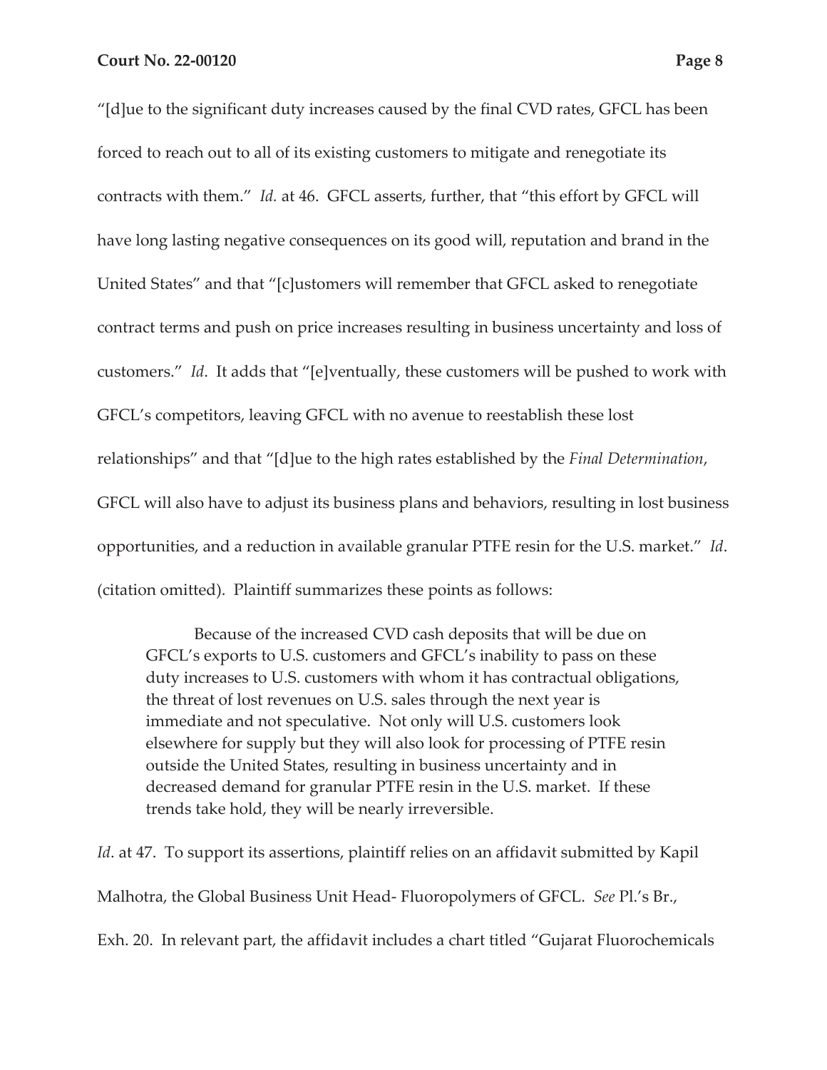"[d]ue to the significant duty increases caused by the final CVD rates, GFCL has been forced to reach out to all of its existing customers to mitigate and renegotiate its contracts with them." *Id.* at 46. GFCL asserts, further, that "this effort by GFCL will have long lasting negative consequences on its good will, reputation and brand in the United States" and that "[c]ustomers will remember that GFCL asked to renegotiate contract terms and push on price increases resulting in business uncertainty and loss of customers." *Id*. It adds that "[e]ventually, these customers will be pushed to work with GFCL's competitors, leaving GFCL with no avenue to reestablish these lost relationships" and that "[d]ue to the high rates established by the *Final Determination*, GFCL will also have to adjust its business plans and behaviors, resulting in lost business opportunities, and a reduction in available granular PTFE resin for the U.S. market." *Id*. (citation omitted). Plaintiff summarizes these points as follows:

> Because of the increased CVD cash deposits that will be due on GFCL's exports to U.S. customers and GFCL's inability to pass on these duty increases to U.S. customers with whom it has contractual obligations, the threat of lost revenues on U.S. sales through the next year is immediate and not speculative. Not only will U.S. customers look elsewhere for supply but they will also look for processing of PTFE resin outside the United States, resulting in business uncertainty and in decreased demand for granular PTFE resin in the U.S. market. If these trends take hold, they will be nearly irreversible.

*Id*. at 47. To support its assertions, plaintiff relies on an affidavit submitted by Kapil Malhotra, the Global Business Unit Head- Fluoropolymers of GFCL. *See* Pl.'s Br., Exh. 20. In relevant part, the affidavit includes a chart titled "Gujarat Fluorochemicals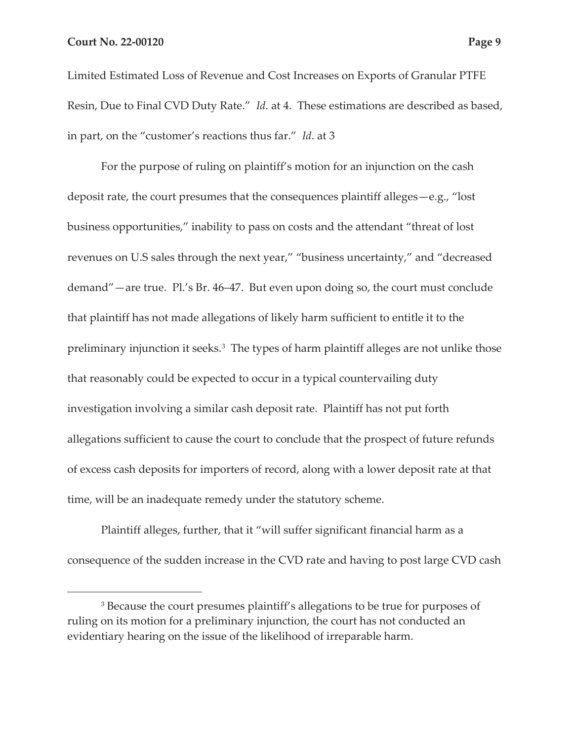Limited Estimated Loss of Revenue and Cost Increases on Exports of Granular PTFE Resin, Due to Final CVD Duty Rate." *Id.* at 4. These estimations are described as based, in part, on the "customer's reactions thus far." *Id*. at 3

For the purpose of ruling on plaintiff's motion for an injunction on the cash deposit rate, the court presumes that the consequences plaintiff alleges—e.g., "lost business opportunities," inability to pass on costs and the attendant "threat of lost revenues on U.S sales through the next year," "business uncertainty," and "decreased demand"—are true. Pl.'s Br. 46–47. But even upon doing so, the court must conclude that plaintiff has not made allegations of likely harm sufficient to entitle it to the preliminary injunction it seeks.[3] The types of harm plaintiff alleges are not unlike those that reasonably could be expected to occur in a typical countervailing duty investigation involving a similar cash deposit rate. Plaintiff has not put forth allegations sufficient to cause the court to conclude that the prospect of future refunds of excess cash deposits for importers of record, along with a lower deposit rate at that time, will be an inadequate remedy under the statutory scheme.

Plaintiff alleges, further, that it "will suffer significant financial harm as a consequence of the sudden increase in the CVD rate and having to post large CVD cash

---

[3] Because the court presumes plaintiff's allegations to be true for purposes of ruling on its motion for a preliminary injunction, the court has not conducted an evidentiary hearing on the issue of the likelihood of irreparable harm.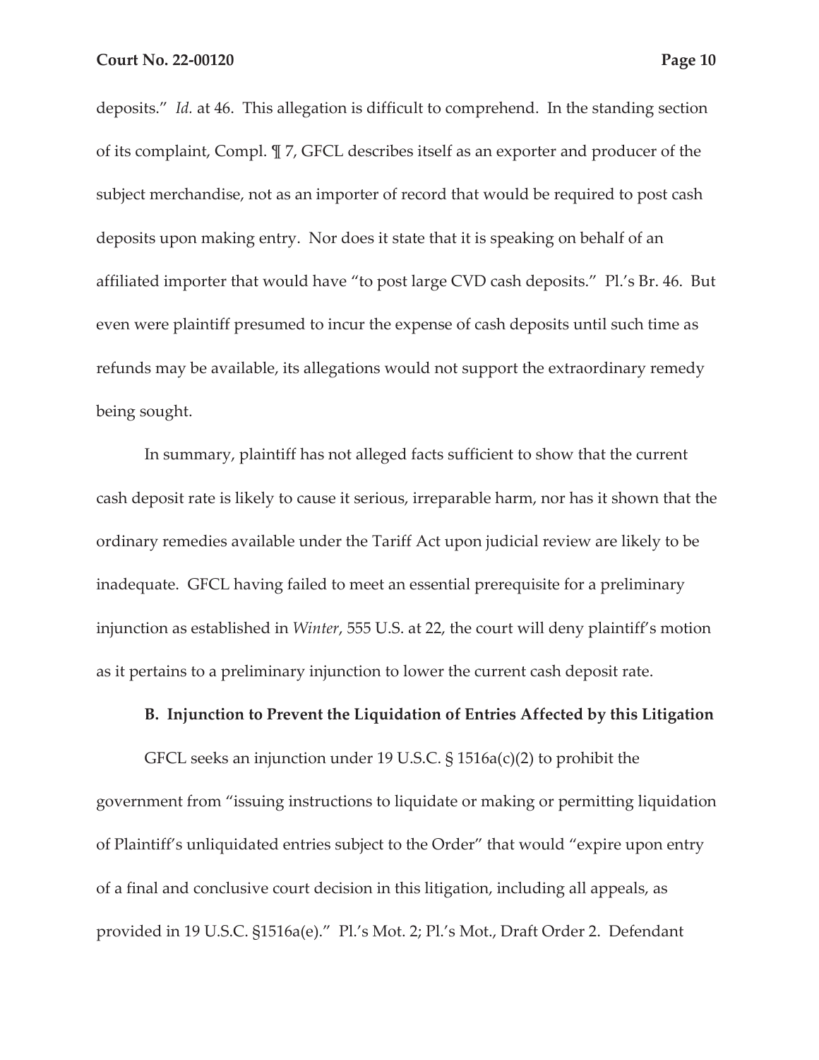deposits." *Id.* at 46. This allegation is difficult to comprehend. In the standing section of its complaint, Compl. ¶ 7, GFCL describes itself as an exporter and producer of the subject merchandise, not as an importer of record that would be required to post cash deposits upon making entry. Nor does it state that it is speaking on behalf of an affiliated importer that would have "to post large CVD cash deposits." Pl.'s Br. 46. But even were plaintiff presumed to incur the expense of cash deposits until such time as refunds may be available, its allegations would not support the extraordinary remedy being sought.

In summary, plaintiff has not alleged facts sufficient to show that the current cash deposit rate is likely to cause it serious, irreparable harm, nor has it shown that the ordinary remedies available under the Tariff Act upon judicial review are likely to be inadequate. GFCL having failed to meet an essential prerequisite for a preliminary injunction as established in *Winter*, 555 U.S. at 22, the court will deny plaintiff's motion as it pertains to a preliminary injunction to lower the current cash deposit rate.

**B. Injunction to Prevent the Liquidation of Entries Affected by this Litigation**

GFCL seeks an injunction under 19 U.S.C. § 1516a(c)(2) to prohibit the government from "issuing instructions to liquidate or making or permitting liquidation of Plaintiff's unliquidated entries subject to the Order" that would "expire upon entry of a final and conclusive court decision in this litigation, including all appeals, as provided in 19 U.S.C. §1516a(e)." Pl.'s Mot. 2; Pl.'s Mot., Draft Order 2. Defendant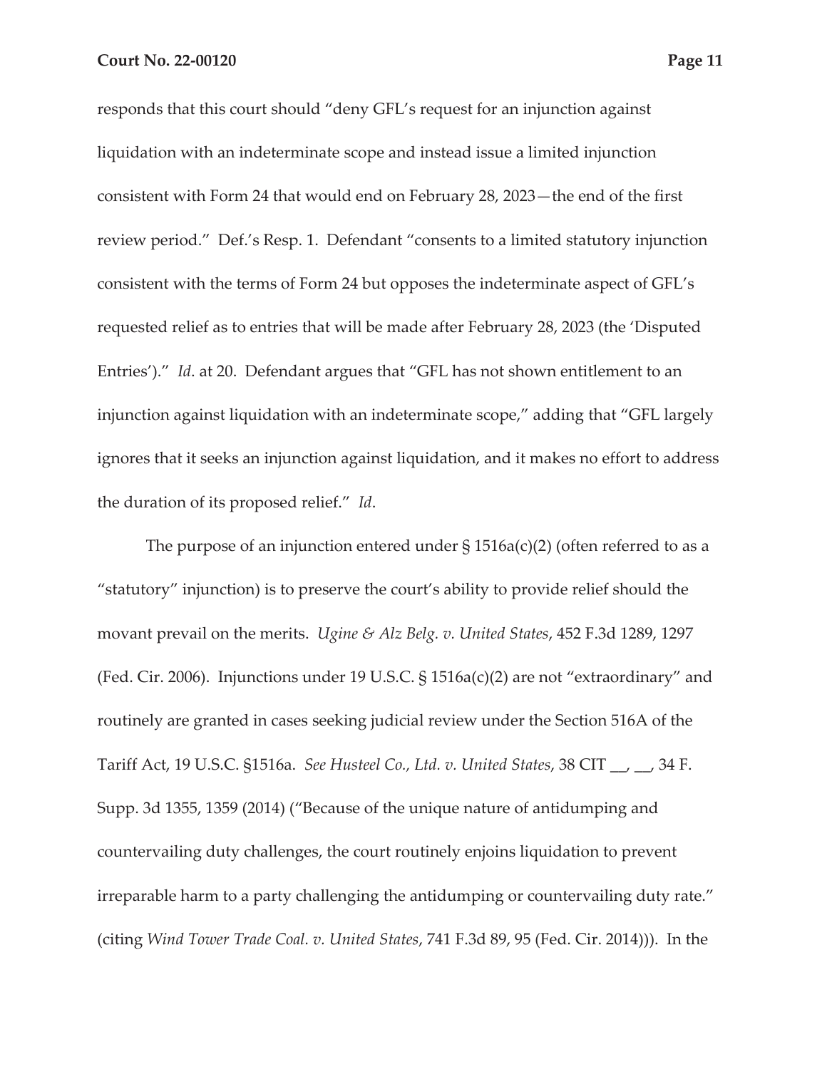responds that this court should "deny GFL's request for an injunction against liquidation with an indeterminate scope and instead issue a limited injunction consistent with Form 24 that would end on February 28, 2023—the end of the first review period." Def.'s Resp. 1. Defendant "consents to a limited statutory injunction consistent with the terms of Form 24 but opposes the indeterminate aspect of GFL's requested relief as to entries that will be made after February 28, 2023 (the 'Disputed Entries')." *Id*. at 20. Defendant argues that "GFL has not shown entitlement to an injunction against liquidation with an indeterminate scope," adding that "GFL largely ignores that it seeks an injunction against liquidation, and it makes no effort to address the duration of its proposed relief." *Id*.

The purpose of an injunction entered under § 1516a(c)(2) (often referred to as a "statutory" injunction) is to preserve the court's ability to provide relief should the movant prevail on the merits. *Ugine & Alz Belg. v. United States*, 452 F.3d 1289, 1297 (Fed. Cir. 2006). Injunctions under 19 U.S.C. § 1516a(c)(2) are not "extraordinary" and routinely are granted in cases seeking judicial review under the Section 516A of the Tariff Act, 19 U.S.C. §1516a. *See Husteel Co., Ltd. v. United States*, 38 CIT __, __, 34 F. Supp. 3d 1355, 1359 (2014) ("Because of the unique nature of antidumping and countervailing duty challenges, the court routinely enjoins liquidation to prevent irreparable harm to a party challenging the antidumping or countervailing duty rate." (citing *Wind Tower Trade Coal. v. United States*, 741 F.3d 89, 95 (Fed. Cir. 2014))). In the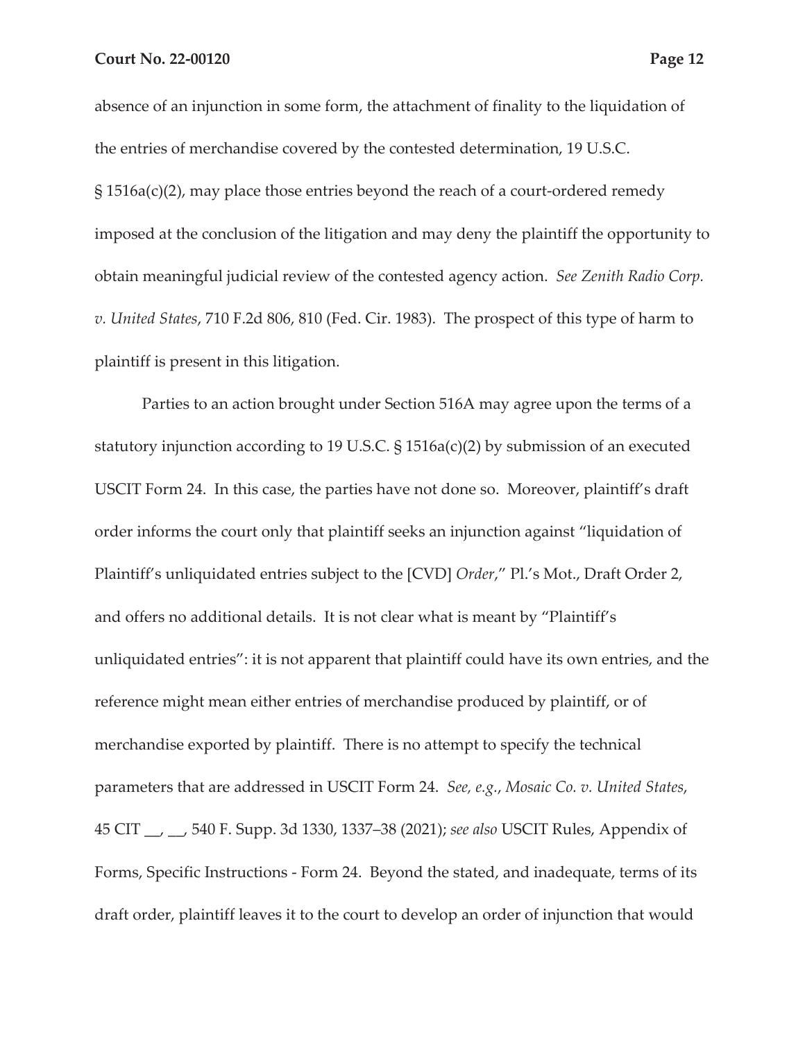absence of an injunction in some form, the attachment of finality to the liquidation of the entries of merchandise covered by the contested determination, 19 U.S.C. § 1516a(c)(2), may place those entries beyond the reach of a court-ordered remedy imposed at the conclusion of the litigation and may deny the plaintiff the opportunity to obtain meaningful judicial review of the contested agency action. *See Zenith Radio Corp. v. United States*, 710 F.2d 806, 810 (Fed. Cir. 1983). The prospect of this type of harm to plaintiff is present in this litigation.

Parties to an action brought under Section 516A may agree upon the terms of a statutory injunction according to 19 U.S.C. § 1516a(c)(2) by submission of an executed USCIT Form 24. In this case, the parties have not done so. Moreover, plaintiff's draft order informs the court only that plaintiff seeks an injunction against "liquidation of Plaintiff's unliquidated entries subject to the [CVD] *Order*," Pl.'s Mot., Draft Order 2, and offers no additional details. It is not clear what is meant by "Plaintiff's unliquidated entries": it is not apparent that plaintiff could have its own entries, and the reference might mean either entries of merchandise produced by plaintiff, or of merchandise exported by plaintiff. There is no attempt to specify the technical parameters that are addressed in USCIT Form 24. *See, e.g.*, *Mosaic Co. v. United States*, 45 CIT __, __, 540 F. Supp. 3d 1330, 1337–38 (2021); *see also* USCIT Rules, Appendix of Forms, Specific Instructions - Form 24. Beyond the stated, and inadequate, terms of its draft order, plaintiff leaves it to the court to develop an order of injunction that would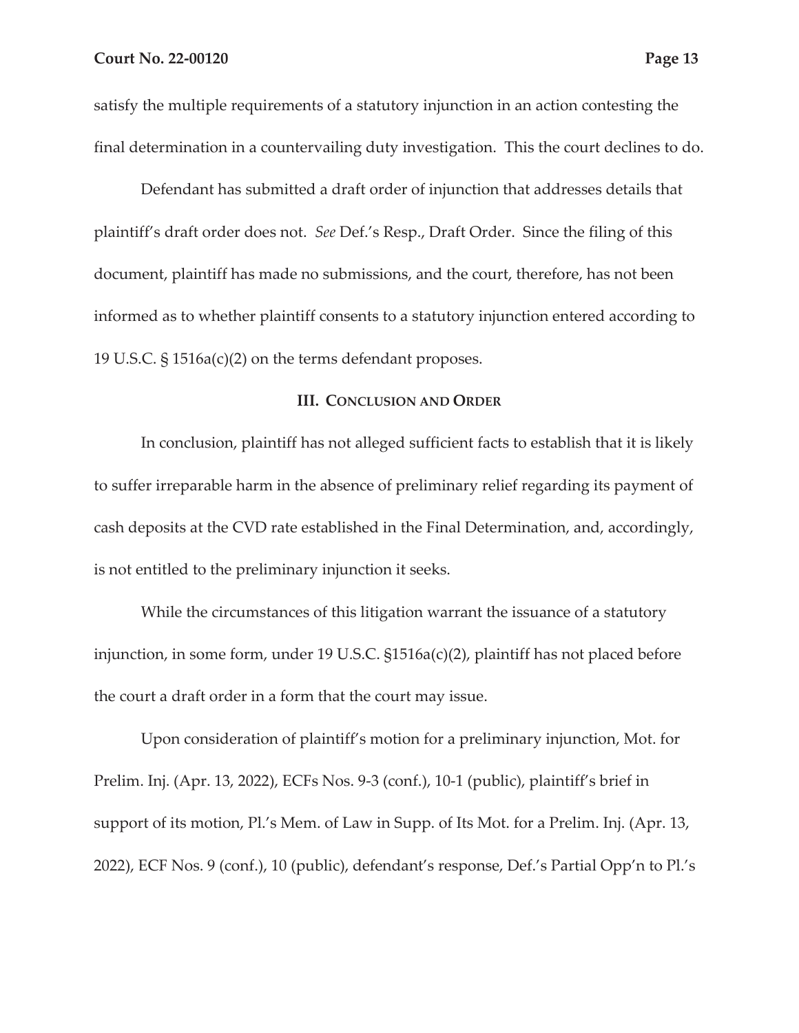satisfy the multiple requirements of a statutory injunction in an action contesting the final determination in a countervailing duty investigation. This the court declines to do.

Defendant has submitted a draft order of injunction that addresses details that plaintiff's draft order does not. *See* Def.'s Resp., Draft Order. Since the filing of this document, plaintiff has made no submissions, and the court, therefore, has not been informed as to whether plaintiff consents to a statutory injunction entered according to 19 U.S.C. § 1516a(c)(2) on the terms defendant proposes.

### III. Conclusion and Order

In conclusion, plaintiff has not alleged sufficient facts to establish that it is likely to suffer irreparable harm in the absence of preliminary relief regarding its payment of cash deposits at the CVD rate established in the Final Determination, and, accordingly, is not entitled to the preliminary injunction it seeks.

While the circumstances of this litigation warrant the issuance of a statutory injunction, in some form, under 19 U.S.C. §1516a(c)(2), plaintiff has not placed before the court a draft order in a form that the court may issue.

Upon consideration of plaintiff's motion for a preliminary injunction, Mot. for Prelim. Inj. (Apr. 13, 2022), ECFs Nos. 9-3 (conf.), 10-1 (public), plaintiff's brief in support of its motion, Pl.'s Mem. of Law in Supp. of Its Mot. for a Prelim. Inj. (Apr. 13, 2022), ECF Nos. 9 (conf.), 10 (public), defendant's response, Def.'s Partial Opp'n to Pl.'s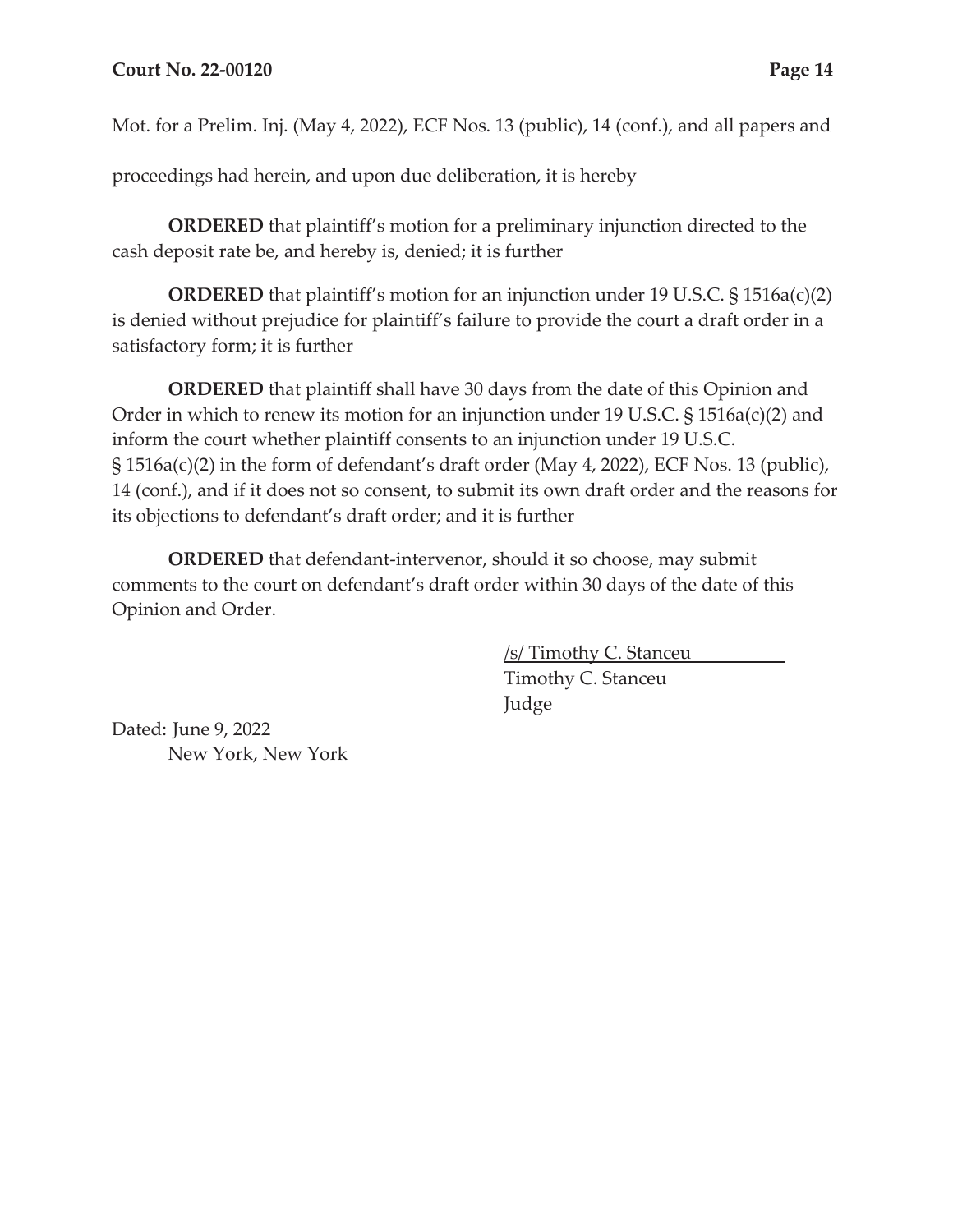Mot. for a Prelim. Inj. (May 4, 2022), ECF Nos. 13 (public), 14 (conf.), and all papers and proceedings had herein, and upon due deliberation, it is hereby

**ORDERED** that plaintiff's motion for a preliminary injunction directed to the cash deposit rate be, and hereby is, denied; it is further

**ORDERED** that plaintiff's motion for an injunction under 19 U.S.C. § 1516a(c)(2) is denied without prejudice for plaintiff's failure to provide the court a draft order in a satisfactory form; it is further

**ORDERED** that plaintiff shall have 30 days from the date of this Opinion and Order in which to renew its motion for an injunction under 19 U.S.C. § 1516a(c)(2) and inform the court whether plaintiff consents to an injunction under 19 U.S.C. § 1516a(c)(2) in the form of defendant's draft order (May 4, 2022), ECF Nos. 13 (public), 14 (conf.), and if it does not so consent, to submit its own draft order and the reasons for its objections to defendant's draft order; and it is further

**ORDERED** that defendant-intervenor, should it so choose, may submit comments to the court on defendant's draft order within 30 days of the date of this Opinion and Order.

/s/ Timothy C. Stanceu
Timothy C. Stanceu
Judge

Dated: June 9, 2022
New York, New York